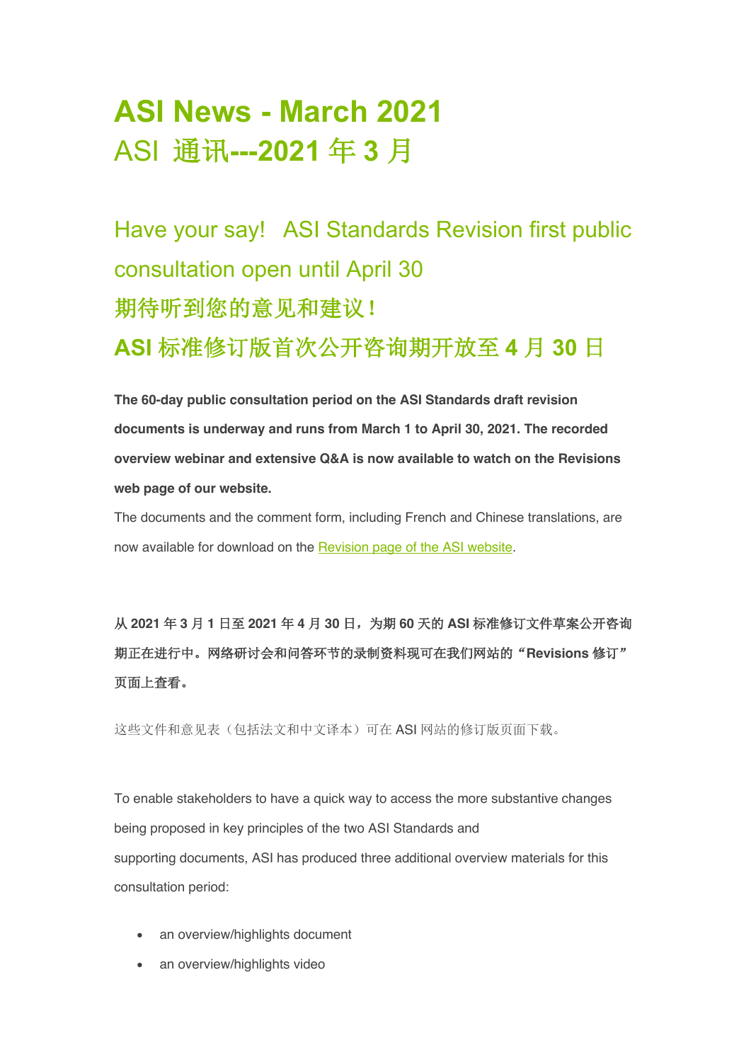# ASI News - March 2021
# ASI 通讯---2021 年 3 月

## Have your say!  ASI Standards Revision first public consultation open until April 30
## 期待听到您的意见和建议！
## ASI 标准修订版首次公开咨询期开放至 4 月 30 日

**The 60-day public consultation period on the ASI Standards draft revision documents is underway and runs from March 1 to April 30, 2021. The recorded overview webinar and extensive Q&A is now available to watch on the Revisions web page of our website.**

The documents and the comment form, including French and Chinese translations, are now available for download on the [Revision page of the ASI website](Revision page of the ASI website).

**从 2021 年 3 月 1 日至 2021 年 4 月 30 日，为期 60 天的 ASI 标准修订文件草案公开咨询期正在进行中。网络研讨会和问答环节的录制资料现可在我们网站的“Revisions 修订”页面上查看。**

这些文件和意见表（包括法文和中文译本）可在 ASI 网站的修订版页面下载。

To enable stakeholders to have a quick way to access the more substantive changes being proposed in key principles of the two ASI Standards and supporting documents, ASI has produced three additional overview materials for this consultation period:

- an overview/highlights document
- an overview/highlights video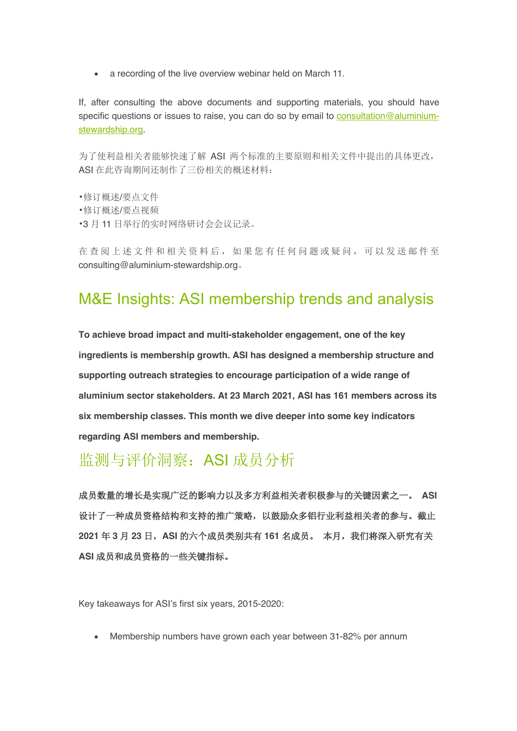- a recording of the live overview webinar held on March 11.

If, after consulting the above documents and supporting materials, you should have specific questions or issues to raise, you can do so by email to [consultation@aluminium-stewardship.org](mailto:consultation@aluminium-stewardship.org).

为了使利益相关者能够快速了解 ASI 两个标准的主要原则和相关文件中提出的具体更改，ASI 在此咨询期间还制作了三份相关的概述材料：

•修订概述/要点文件
•修订概述/要点视频
•3 月 11 日举行的实时网络研讨会会议记录。

在查阅上述文件和相关资料后，如果您有任何问题或疑问，可以发送邮件至 consulting@aluminium-stewardship.org。

## M&E Insights: ASI membership trends and analysis

**To achieve broad impact and multi-stakeholder engagement, one of the key ingredients is membership growth. ASI has designed a membership structure and supporting outreach strategies to encourage participation of a wide range of aluminium sector stakeholders. At 23 March 2021, ASI has 161 members across its six membership classes. This month we dive deeper into some key indicators regarding ASI members and membership.**

## 监测与评价洞察：ASI 成员分析

**成员数量的增长是实现广泛的影响力以及多方利益相关者积极参与的关键因素之一。 ASI 设计了一种成员资格结构和支持的推广策略，以鼓励众多铝行业利益相关者的参与。截止 2021 年 3 月 23 日，ASI 的六个成员类别共有 161 名成员。 本月，我们将深入研究有关 ASI 成员和成员资格的一些关键指标。**

Key takeaways for ASI's first six years, 2015-2020:

- Membership numbers have grown each year between 31-82% per annum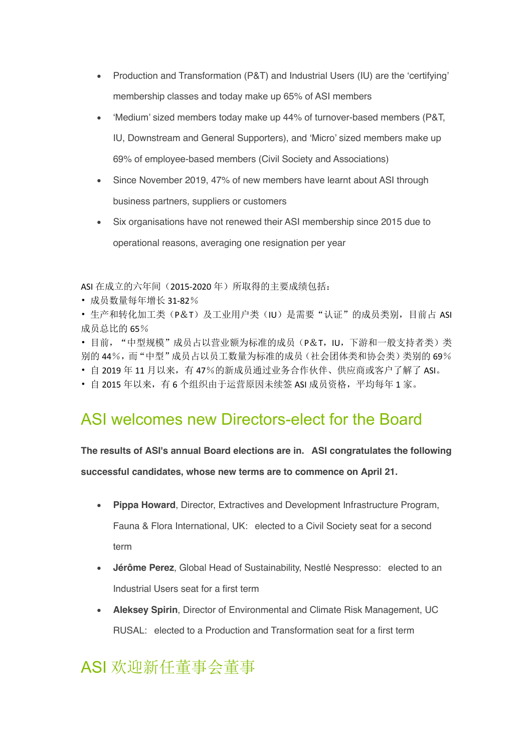- Production and Transformation (P&T) and Industrial Users (IU) are the 'certifying' membership classes and today make up 65% of ASI members
- 'Medium' sized members today make up 44% of turnover-based members (P&T, IU, Downstream and General Supporters), and 'Micro' sized members make up 69% of employee-based members (Civil Society and Associations)
- Since November 2019, 47% of new members have learnt about ASI through business partners, suppliers or customers
- Six organisations have not renewed their ASI membership since 2015 due to operational reasons, averaging one resignation per year

ASI 在成立的六年间（2015-2020 年）所取得的主要成绩包括：

- 成员数量每年增长 31-82％
- 生产和转化加工类（P&T）及工业用户类（IU）是需要"认证"的成员类别，目前占 ASI 成员总比的 65％
- 目前，"中型规模"成员占以营业额为标准的成员（P&T，IU，下游和一般支持者类）类别的 44％，而"中型"成员占以员工数量为标准的成员（社会团体类和协会类）类别的 69％
- 自 2019 年 11 月以来，有 47％的新成员通过业务合作伙伴、供应商或客户了解了 ASI。
- 自 2015 年以来，有 6 个组织由于运营原因未续签 ASI 成员资格，平均每年 1 家。

## ASI welcomes new Directors-elect for the Board

**The results of ASI's annual Board elections are in. ASI congratulates the following successful candidates, whose new terms are to commence on April 21.**

- **Pippa Howard**, Director, Extractives and Development Infrastructure Program, Fauna & Flora International, UK: elected to a Civil Society seat for a second term
- **Jérôme Perez**, Global Head of Sustainability, Nestlé Nespresso: elected to an Industrial Users seat for a first term
- **Aleksey Spirin**, Director of Environmental and Climate Risk Management, UC RUSAL: elected to a Production and Transformation seat for a first term

## ASI 欢迎新任董事会董事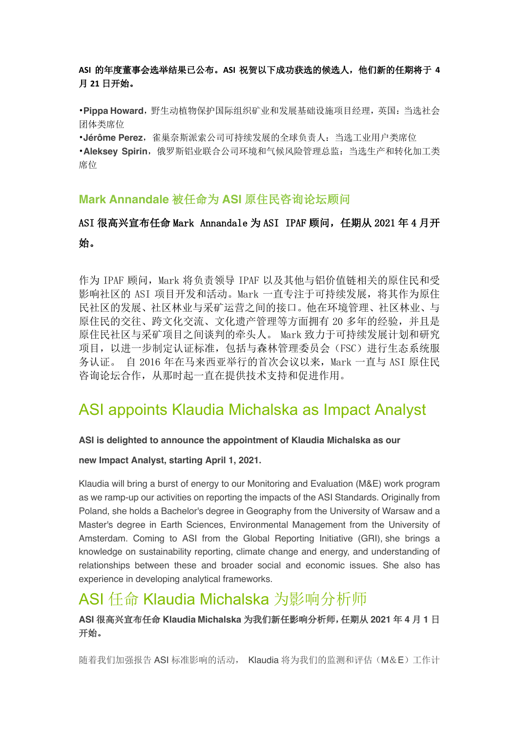**ASI 的年度董事会选举结果已公布。ASI 祝贺以下成功获选的候选人，他们新的任期将于 4 月 21 日开始。**

•**Pippa Howard**，野生动植物保护国际组织矿业和发展基础设施项目经理，英国：当选社会团体类席位
•**Jérôme Perez**，雀巢奈斯派索公司可持续发展的全球负责人：当选工业用户类席位
•**Aleksey Spirin**，俄罗斯铝业联合公司环境和气候风险管理总监：当选生产和转化加工类席位

### Mark Annandale 被任命为 ASI 原住民咨询论坛顾问

**ASI 很高兴宣布任命 Mark Annandale 为 ASI IPAF 顾问，任期从 2021 年 4 月开始。**

作为 IPAF 顾问，Mark 将负责领导 IPAF 以及其他与铝价值链相关的原住民和受影响社区的 ASI 项目开发和活动。Mark 一直专注于可持续发展，将其作为原住民社区的发展、社区林业与采矿运营之间的接口。他在环境管理、社区林业、与原住民的交往、跨文化交流、文化遗产管理等方面拥有 20 多年的经验，并且是原住民社区与采矿项目之间谈判的牵头人。 Mark 致力于可持续发展计划和研究项目，以进一步制定认证标准，包括与森林管理委员会（FSC）进行生态系统服务认证。 自 2016 年在马来西亚举行的首次会议以来，Mark 一直与 ASI 原住民咨询论坛合作，从那时起一直在提供技术支持和促进作用。

## ASI appoints Klaudia Michalska as Impact Analyst

**ASI is delighted to announce the appointment of Klaudia Michalska as our new Impact Analyst, starting April 1, 2021.**

Klaudia will bring a burst of energy to our Monitoring and Evaluation (M&E) work program as we ramp-up our activities on reporting the impacts of the ASI Standards. Originally from Poland, she holds a Bachelor's degree in Geography from the University of Warsaw and a Master's degree in Earth Sciences, Environmental Management from the University of Amsterdam. Coming to ASI from the Global Reporting Initiative (GRI), she brings a knowledge on sustainability reporting, climate change and energy, and understanding of relationships between these and broader social and economic issues. She also has experience in developing analytical frameworks.

## ASI 任命 Klaudia Michalska 为影响分析师

**ASI 很高兴宣布任命 Klaudia Michalska 为我们新任影响分析师，任期从 2021 年 4 月 1 日开始。**

随着我们加强报告 ASI 标准影响的活动， Klaudia 将为我们的监测和评估（M&E）工作计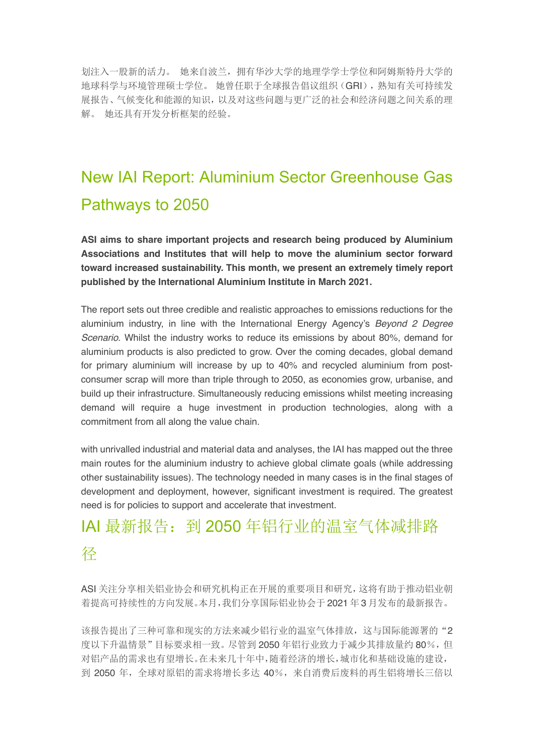划注入一股新的活力。 她来自波兰，拥有华沙大学的地理学学士学位和阿姆斯特丹大学的地球科学与环境管理硕士学位。 她曾任职于全球报告倡议组织（GRI），熟知有关可持续发展报告、气候变化和能源的知识，以及对这些问题与更广泛的社会和经济问题之间关系的理解。 她还具有开发分析框架的经验。

## New IAI Report: Aluminium Sector Greenhouse Gas Pathways to 2050

**ASI aims to share important projects and research being produced by Aluminium Associations and Institutes that will help to move the aluminium sector forward toward increased sustainability. This month, we present an extremely timely report published by the International Aluminium Institute in March 2021.**

The report sets out three credible and realistic approaches to emissions reductions for the aluminium industry, in line with the International Energy Agency's *Beyond 2 Degree Scenario*. Whilst the industry works to reduce its emissions by about 80%, demand for aluminium products is also predicted to grow. Over the coming decades, global demand for primary aluminium will increase by up to 40% and recycled aluminium from post-consumer scrap will more than triple through to 2050, as economies grow, urbanise, and build up their infrastructure. Simultaneously reducing emissions whilst meeting increasing demand will require a huge investment in production technologies, along with a commitment from all along the value chain.

with unrivalled industrial and material data and analyses, the IAI has mapped out the three main routes for the aluminium industry to achieve global climate goals (while addressing other sustainability issues). The technology needed in many cases is in the final stages of development and deployment, however, significant investment is required. The greatest need is for policies to support and accelerate that investment.

## IAI 最新报告：到 2050 年铝行业的温室气体减排路径

ASI 关注分享相关铝业协会和研究机构正在开展的重要项目和研究，这将有助于推动铝业朝着提高可持续性的方向发展。本月，我们分享国际铝业协会于 2021 年 3 月发布的最新报告。

该报告提出了三种可靠和现实的方法来减少铝行业的温室气体排放，这与国际能源署的“2 度以下升温情景”目标要求相一致。尽管到 2050 年铝行业致力于减少其排放量约 80%，但对铝产品的需求也有望增长。在未来几十年中，随着经济的增长，城市化和基础设施的建设，到 2050 年，全球对原铝的需求将增长多达 40%，来自消费后废料的再生铝将增长三倍以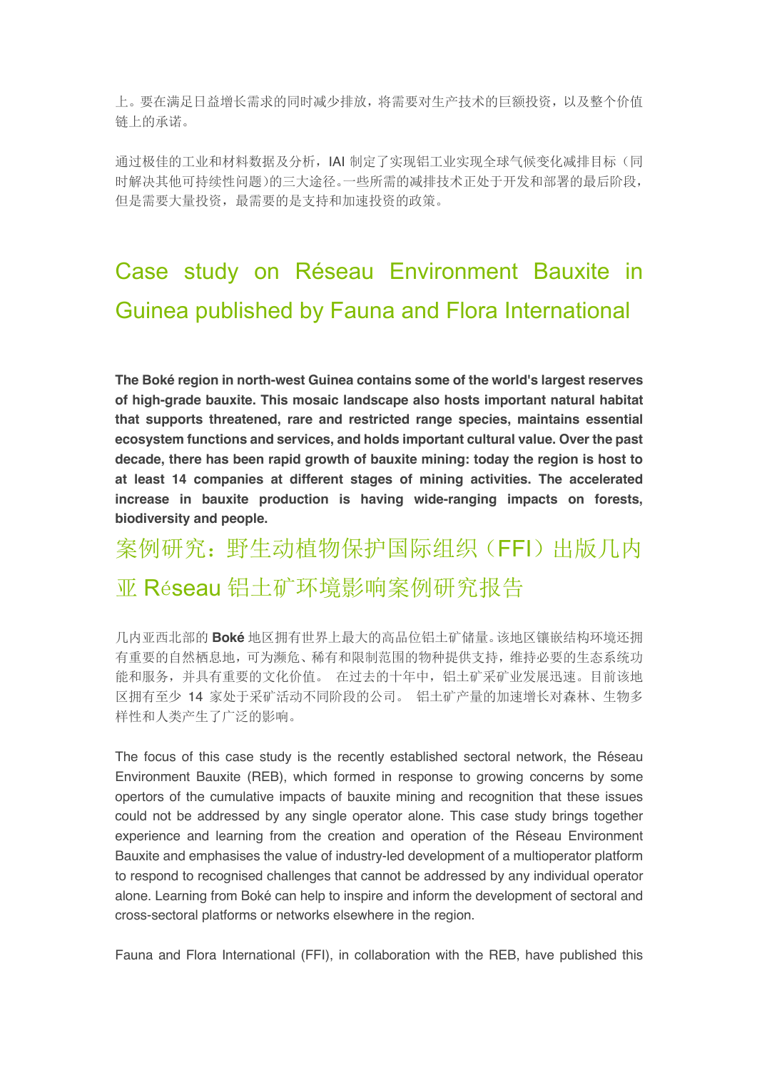上。要在满足日益增长需求的同时减少排放，将需要对生产技术的巨额投资，以及整个价值链上的承诺。

通过极佳的工业和材料数据及分析，IAI 制定了实现铝工业实现全球气候变化减排目标（同时解决其他可持续性问题）的三大途径。一些所需的减排技术正处于开发和部署的最后阶段，但是需要大量投资，最需要的是支持和加速投资的政策。

## Case study on Réseau Environment Bauxite in Guinea published by Fauna and Flora International

**The Boké region in north-west Guinea contains some of the world's largest reserves of high-grade bauxite. This mosaic landscape also hosts important natural habitat that supports threatened, rare and restricted range species, maintains essential ecosystem functions and services, and holds important cultural value. Over the past decade, there has been rapid growth of bauxite mining: today the region is host to at least 14 companies at different stages of mining activities. The accelerated increase in bauxite production is having wide-ranging impacts on forests, biodiversity and people.**

## 案例研究：野生动植物保护国际组织（FFI）出版几内亚 Réseau 铝土矿环境影响案例研究报告

几内亚西北部的 **Boké** 地区拥有世界上最大的高品位铝土矿储量。该地区镶嵌结构环境还拥有重要的自然栖息地，可为濒危、稀有和限制范围的物种提供支持，维持必要的生态系统功能和服务，并具有重要的文化价值。 在过去的十年中，铝土矿采矿业发展迅速。目前该地区拥有至少 14 家处于采矿活动不同阶段的公司。 铝土矿产量的加速增长对森林、生物多样性和人类产生了广泛的影响。

The focus of this case study is the recently established sectoral network, the Réseau Environment Bauxite (REB), which formed in response to growing concerns by some opertors of the cumulative impacts of bauxite mining and recognition that these issues could not be addressed by any single operator alone. This case study brings together experience and learning from the creation and operation of the Réseau Environment Bauxite and emphasises the value of industry-led development of a multioperator platform to respond to recognised challenges that cannot be addressed by any individual operator alone. Learning from Boké can help to inspire and inform the development of sectoral and cross-sectoral platforms or networks elsewhere in the region.

Fauna and Flora International (FFI), in collaboration with the REB, have published this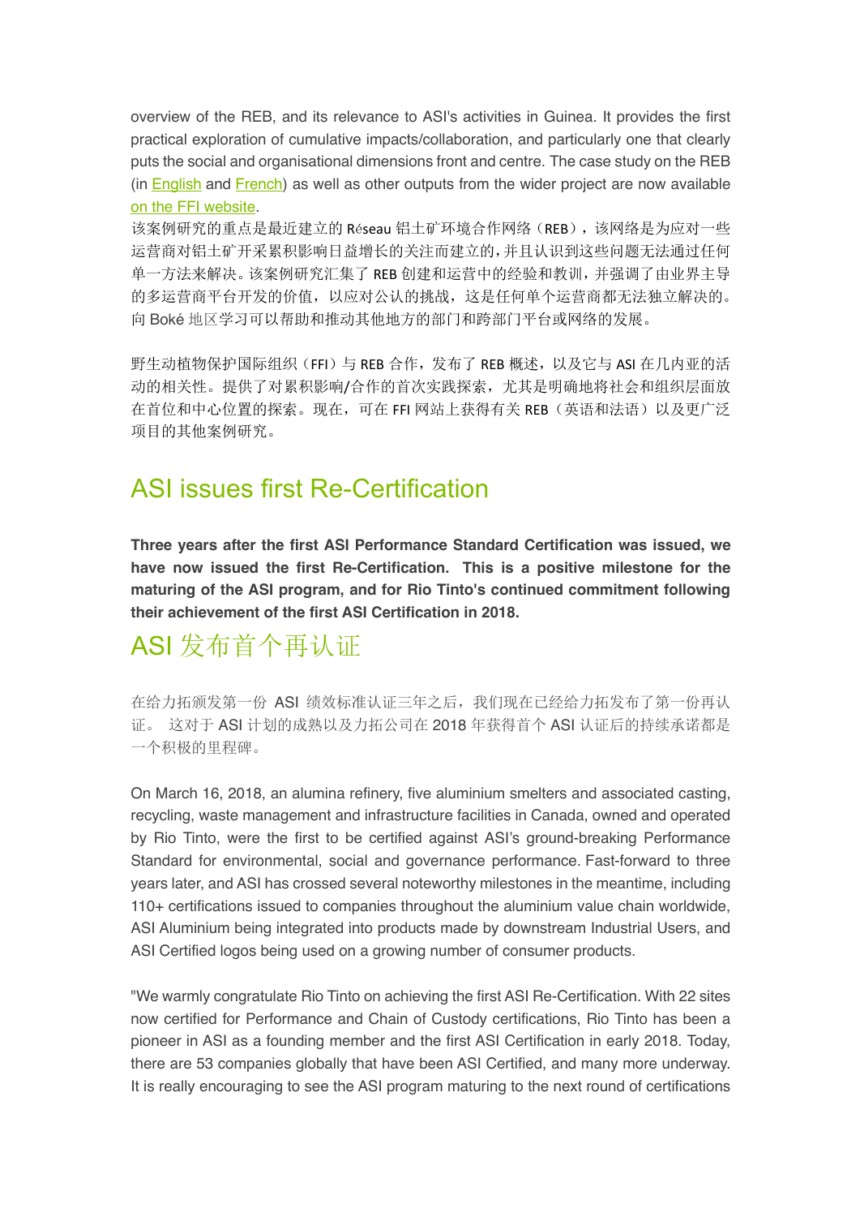overview of the REB, and its relevance to ASI's activities in Guinea. It provides the first practical exploration of cumulative impacts/collaboration, and particularly one that clearly puts the social and organisational dimensions front and centre. The case study on the REB (in English and French) as well as other outputs from the wider project are now available on the FFI website.

该案例研究的重点是最近建立的 Réseau 铝土矿环境合作网络（REB），该网络是为应对一些运营商对铝土矿开采累积影响日益增长的关注而建立的，并且认识到这些问题无法通过任何单一方法来解决。该案例研究汇集了 REB 创建和运营中的经验和教训，并强调了由业界主导的多运营商平台开发的价值，以应对公认的挑战，这是任何单个运营商都无法独立解决的。向 Boké 地区学习可以帮助和推动其他地方的部门和跨部门平台或网络的发展。

野生动植物保护国际组织（FFI）与 REB 合作，发布了 REB 概述，以及它与 ASI 在几内亚的活动的相关性。提供了对累积影响/合作的首次实践探索，尤其是明确地将社会和组织层面放在首位和中心位置的探索。现在，可在 FFI 网站上获得有关 REB（英语和法语）以及更广泛项目的其他案例研究。

## ASI issues first Re-Certification

**Three years after the first ASI Performance Standard Certification was issued, we have now issued the first Re-Certification. This is a positive milestone for the maturing of the ASI program, and for Rio Tinto's continued commitment following their achievement of the first ASI Certification in 2018.**

## ASI 发布首个再认证

在给力拓颁发第一份 ASI 绩效标准认证三年之后，我们现在已经给力拓发布了第一份再认证。 这对于 ASI 计划的成熟以及力拓公司在 2018 年获得首个 ASI 认证后的持续承诺都是一个积极的里程碑。

On March 16, 2018, an alumina refinery, five aluminium smelters and associated casting, recycling, waste management and infrastructure facilities in Canada, owned and operated by Rio Tinto, were the first to be certified against ASI's ground-breaking Performance Standard for environmental, social and governance performance. Fast-forward to three years later, and ASI has crossed several noteworthy milestones in the meantime, including 110+ certifications issued to companies throughout the aluminium value chain worldwide, ASI Aluminium being integrated into products made by downstream Industrial Users, and ASI Certified logos being used on a growing number of consumer products.

"We warmly congratulate Rio Tinto on achieving the first ASI Re-Certification. With 22 sites now certified for Performance and Chain of Custody certifications, Rio Tinto has been a pioneer in ASI as a founding member and the first ASI Certification in early 2018. Today, there are 53 companies globally that have been ASI Certified, and many more underway. It is really encouraging to see the ASI program maturing to the next round of certifications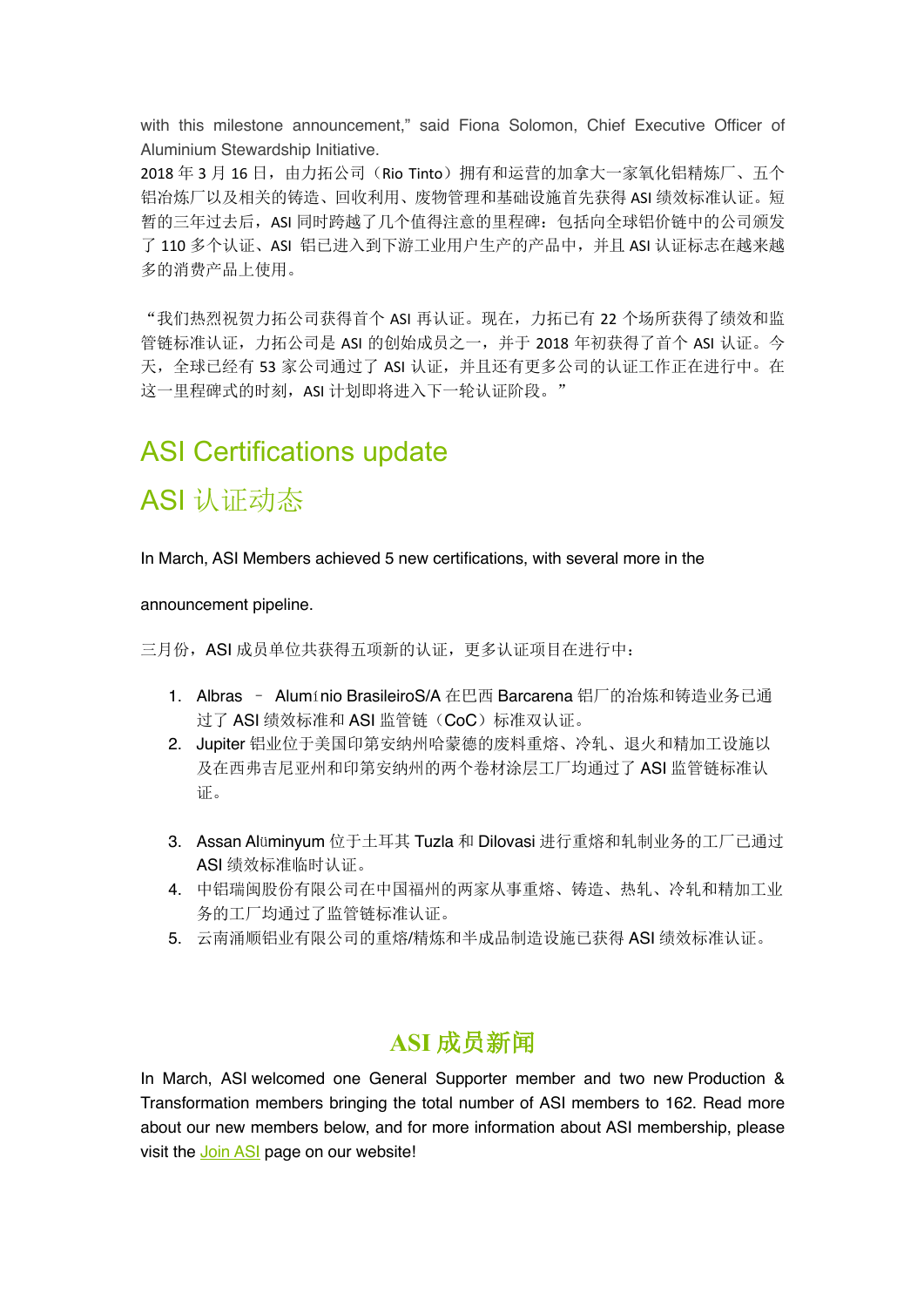with this milestone announcement," said Fiona Solomon, Chief Executive Officer of Aluminium Stewardship Initiative.

2018 年 3 月 16 日，由力拓公司（Rio Tinto）拥有和运营的加拿大一家氧化铝精炼厂、五个铝冶炼厂以及相关的铸造、回收利用、废物管理和基础设施首先获得 ASI 绩效标准认证。短暂的三年过去后，ASI 同时跨越了几个值得注意的里程碑：包括向全球铝价链中的公司颁发了 110 多个认证、ASI 铝已进入到下游工业用户生产的产品中，并且 ASI 认证标志在越来越多的消费产品上使用。

"我们热烈祝贺力拓公司获得首个 ASI 再认证。现在，力拓已有 22 个场所获得了绩效和监管链标准认证，力拓公司是 ASI 的创始成员之一，并于 2018 年初获得了首个 ASI 认证。今天，全球已经有 53 家公司通过了 ASI 认证，并且还有更多公司的认证工作正在进行中。在这一里程碑式的时刻，ASI 计划即将进入下一轮认证阶段。"

## ASI Certifications update

## ASI 认证动态

In March, ASI Members achieved 5 new certifications, with several more in the announcement pipeline.

三月份，ASI 成员单位共获得五项新的认证，更多认证项目在进行中：

1. Albras – Alumínio BrasileiroS/A 在巴西 Barcarena 铝厂的冶炼和铸造业务已通过了 ASI 绩效标准和 ASI 监管链（CoC）标准双认证。
2. Jupiter 铝业位于美国印第安纳州哈蒙德的废料重熔、冷轧、退火和精加工设施以及在西弗吉尼亚州和印第安纳州的两个卷材涂层工厂均通过了 ASI 监管链标准认证。
3. Assan Alüminyum 位于土耳其 Tuzla 和 Dilovasi 进行重熔和轧制业务的工厂已通过 ASI 绩效标准临时认证。
4. 中铝瑞闽股份有限公司在中国福州的两家从事重熔、铸造、热轧、冷轧和精加工业务的工厂均通过了监管链标准认证。
5. 云南涌顺铝业有限公司的重熔/精炼和半成品制造设施已获得 ASI 绩效标准认证。

## ASI 成员新闻

In March, ASI welcomed one General Supporter member and two new Production & Transformation members bringing the total number of ASI members to 162. Read more about our new members below, and for more information about ASI membership, please visit the Join ASI page on our website!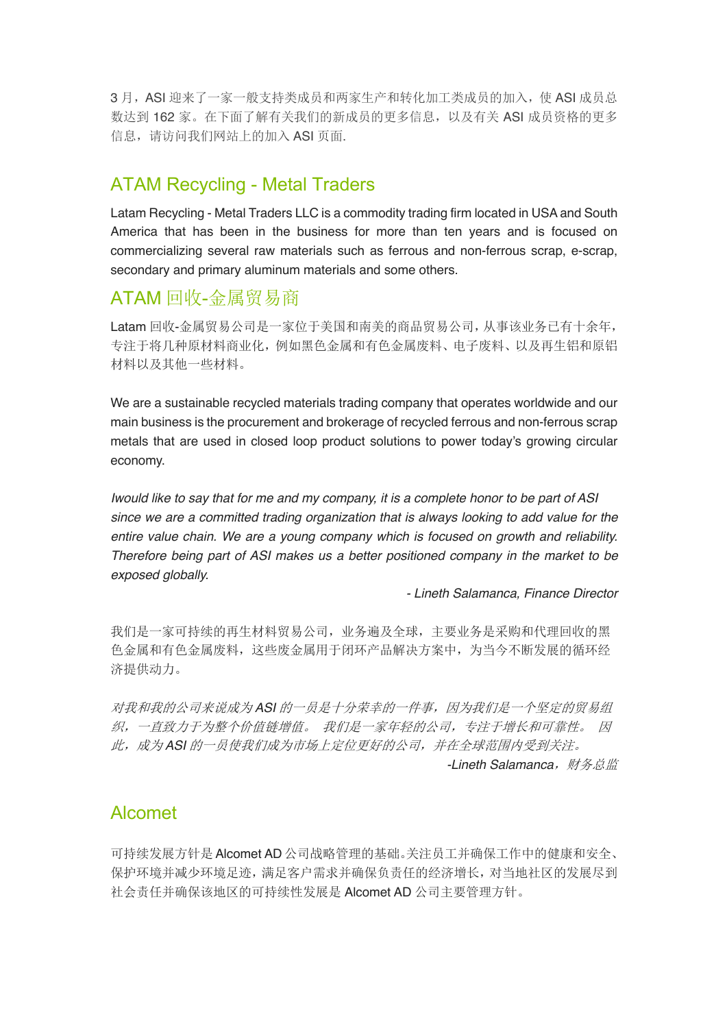3 月，ASI 迎来了一家一般支持类成员和两家生产和转化加工类成员的加入，使 ASI 成员总数达到 162 家。在下面了解有关我们的新成员的更多信息，以及有关 ASI 成员资格的更多信息，请访问我们网站上的加入 ASI 页面.

## ATAM Recycling - Metal Traders

Latam Recycling - Metal Traders LLC is a commodity trading firm located in USA and South America that has been in the business for more than ten years and is focused on commercializing several raw materials such as ferrous and non-ferrous scrap, e-scrap, secondary and primary aluminum materials and some others.

## ATAM 回收-金属贸易商

Latam 回收-金属贸易公司是一家位于美国和南美的商品贸易公司，从事该业务已有十余年，专注于将几种原材料商业化，例如黑色金属和有色金属废料、电子废料、以及再生铝和原铝材料以及其他一些材料。

We are a sustainable recycled materials trading company that operates worldwide and our main business is the procurement and brokerage of recycled ferrous and non-ferrous scrap metals that are used in closed loop product solutions to power today's growing circular economy.

*Iwould like to say that for me and my company, it is a complete honor to be part of ASI since we are a committed trading organization that is always looking to add value for the entire value chain. We are a young company which is focused on growth and reliability. Therefore being part of ASI makes us a better positioned company in the market to be exposed globally.*

*- Lineth Salamanca, Finance Director*

我们是一家可持续的再生材料贸易公司，业务遍及全球，主要业务是采购和代理回收的黑色金属和有色金属废料，这些废金属用于闭环产品解决方案中，为当今不断发展的循环经济提供动力。

*对我和我的公司来说成为 ASI 的一员是十分荣幸的一件事，因为我们是一个坚定的贸易组织，一直致力于为整个价值链增值。 我们是一家年轻的公司，专注于增长和可靠性。 因此，成为 ASI 的一员使我们成为市场上定位更好的公司，并在全球范围内受到关注。*

*-Lineth Salamanca，财务总监*

## Alcomet

可持续发展方针是 Alcomet AD 公司战略管理的基础。关注员工并确保工作中的健康和安全、保护环境并减少环境足迹，满足客户需求并确保负责任的经济增长，对当地社区的发展尽到社会责任并确保该地区的可持续性发展是 Alcomet AD 公司主要管理方针。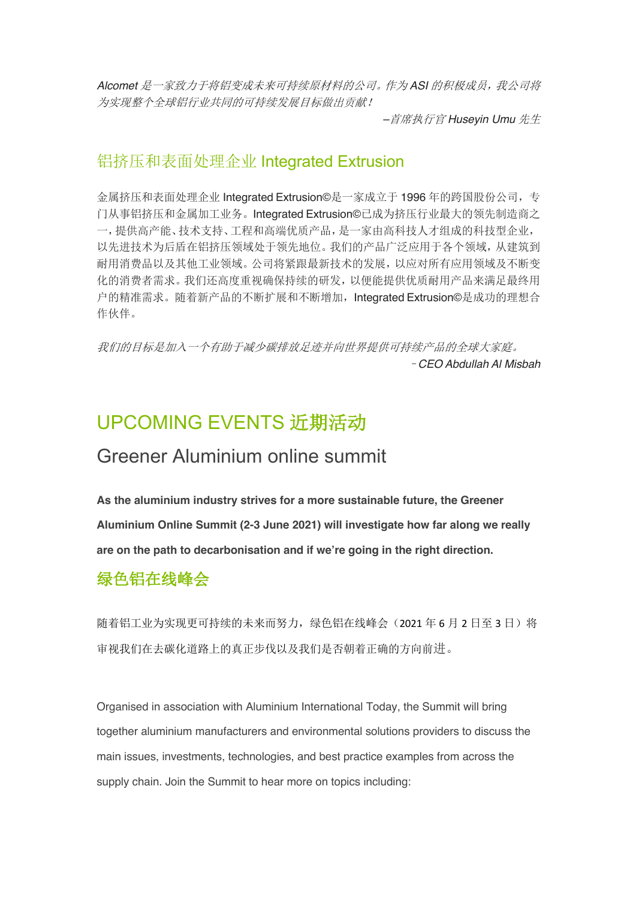*Alcomet 是一家致力于将铝变成未来可持续原材料的公司。作为 ASI 的积极成员，我公司将为实现整个全球铝行业共同的可持续发展目标做出贡献！*

*–首席执行官 Huseyin Umu 先生*

## 铝挤压和表面处理企业 Integrated Extrusion

金属挤压和表面处理企业 Integrated Extrusion©是一家成立于 1996 年的跨国股份公司，专门从事铝挤压和金属加工业务。Integrated Extrusion©已成为挤压行业最大的领先制造商之一，提供高产能、技术支持、工程和高端优质产品，是一家由高科技人才组成的科技型企业，以先进技术为后盾在铝挤压领域处于领先地位。我们的产品广泛应用于各个领域，从建筑到耐用消费品以及其他工业领域。公司将紧跟最新技术的发展，以应对所有应用领域及不断变化的消费者需求。我们还高度重视确保持续的研发，以便能提供优质耐用产品来满足最终用户的精准需求。随着新产品的不断扩展和不断增加，Integrated Extrusion©是成功的理想合作伙伴。

*我们的目标是加入一个有助于减少碳排放足迹并向世界提供可持续产品的全球大家庭。*

*–CEO Abdullah Al Misbah*

# UPCOMING EVENTS 近期活动

## Greener Aluminium online summit

**As the aluminium industry strives for a more sustainable future, the Greener Aluminium Online Summit (2-3 June 2021) will investigate how far along we really are on the path to decarbonisation and if we're going in the right direction.**

### 绿色铝在线峰会

随着铝工业为实现更可持续的未来而努力，绿色铝在线峰会（2021 年 6 月 2 日至 3 日）将审视我们在去碳化道路上的真正步伐以及我们是否朝着正确的方向前进。

Organised in association with Aluminium International Today, the Summit will bring together aluminium manufacturers and environmental solutions providers to discuss the main issues, investments, technologies, and best practice examples from across the supply chain. Join the Summit to hear more on topics including: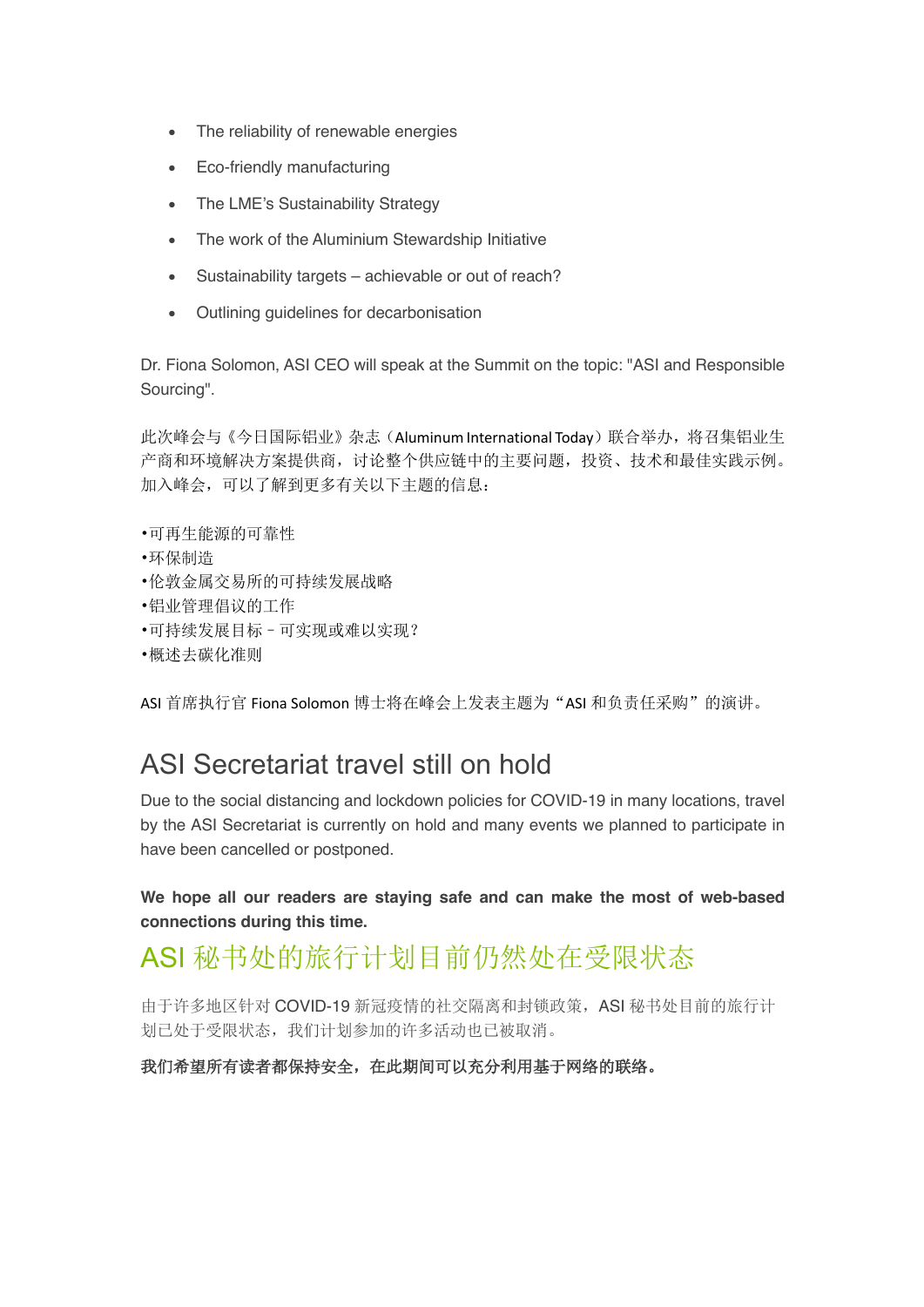- The reliability of renewable energies
- Eco-friendly manufacturing
- The LME's Sustainability Strategy
- The work of the Aluminium Stewardship Initiative
- Sustainability targets – achievable or out of reach?
- Outlining guidelines for decarbonisation

Dr. Fiona Solomon, ASI CEO will speak at the Summit on the topic: "ASI and Responsible Sourcing".

此次峰会与《今日国际铝业》杂志（Aluminum International Today）联合举办，将召集铝业生产商和环境解决方案提供商，讨论整个供应链中的主要问题，投资、技术和最佳实践示例。加入峰会，可以了解到更多有关以下主题的信息：

•可再生能源的可靠性
•环保制造
•伦敦金属交易所的可持续发展战略
•铝业管理倡议的工作
•可持续发展目标－可实现或难以实现？
•概述去碳化准则

ASI 首席执行官 Fiona Solomon 博士将在峰会上发表主题为"ASI 和负责任采购"的演讲。

## ASI Secretariat travel still on hold

Due to the social distancing and lockdown policies for COVID-19 in many locations, travel by the ASI Secretariat is currently on hold and many events we planned to participate in have been cancelled or postponed.

**We hope all our readers are staying safe and can make the most of web-based connections during this time.**

## ASI 秘书处的旅行计划目前仍然处在受限状态

由于许多地区针对 COVID-19 新冠疫情的社交隔离和封锁政策，ASI 秘书处目前的旅行计划已处于受限状态，我们计划参加的许多活动也已被取消。

**我们希望所有读者都保持安全，在此期间可以充分利用基于网络的联络。**